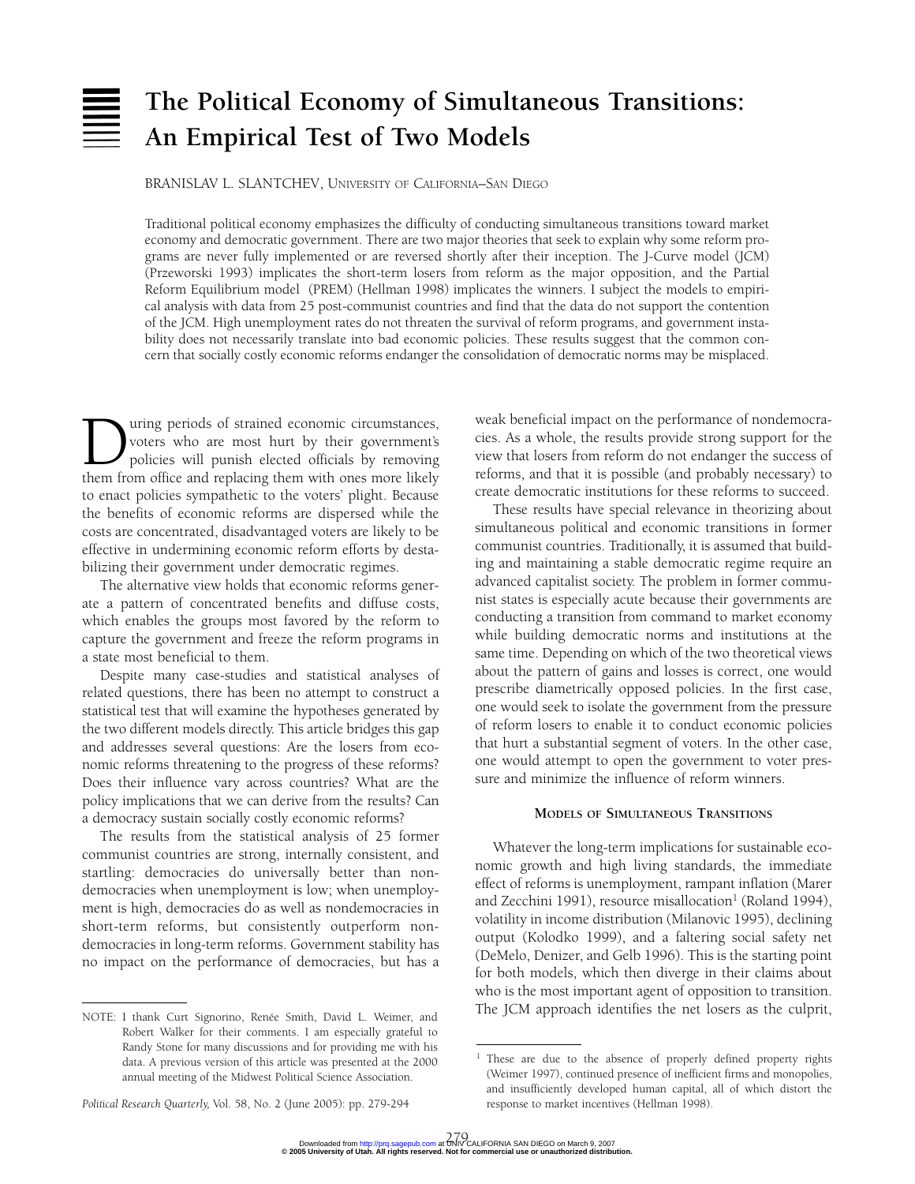# The Political Economy of Simultaneous Transitions: An Empirical Test of Two Models

BRANISLAV L. SLANTCHEV, UNIVERSITY OF CALIFORNIA–SAN DIEGO

Traditional political economy emphasizes the difficulty of conducting simultaneous transitions toward market economy and democratic government. There are two major theories that seek to explain why some reform programs are never fully implemented or are reversed shortly after their inception. The J-Curve model (JCM) (Przeworski 1993) implicates the short-term losers from reform as the major opposition, and the Partial Reform Equilibrium model (PREM) (Hellman 1998) implicates the winners. I subject the models to empirical analysis with data from 25 post-communist countries and find that the data do not support the contention of the JCM. High unemployment rates do not threaten the survival of reform programs, and government instability does not necessarily translate into bad economic policies. These results suggest that the common concern that socially costly economic reforms endanger the consolidation of democratic norms may be misplaced.

During periods of strained economic circumstances, voters who are most hurt by their government's policies will punish elected officials by removing them from office and replacing them with ones more likely to enact policies sympathetic to the voters' plight. Because the benefits of economic reforms are dispersed while the costs are concentrated, disadvantaged voters are likely to be effective in undermining economic reform efforts by destabilizing their government under democratic regimes.

The alternative view holds that economic reforms generate a pattern of concentrated benefits and diffuse costs, which enables the groups most favored by the reform to capture the government and freeze the reform programs in a state most beneficial to them.

Despite many case-studies and statistical analyses of related questions, there has been no attempt to construct a statistical test that will examine the hypotheses generated by the two different models directly. This article bridges this gap and addresses several questions: Are the losers from economic reforms threatening to the progress of these reforms? Does their influence vary across countries? What are the policy implications that we can derive from the results? Can a democracy sustain socially costly economic reforms?

The results from the statistical analysis of 25 former communist countries are strong, internally consistent, and startling: democracies do universally better than nondemocracies when unemployment is low; when unemployment is high, democracies do as well as nondemocracies in short-term reforms, but consistently outperform nondemocracies in long-term reforms. Government stability has no impact on the performance of democracies, but has a weak beneficial impact on the performance of nondemocracies. As a whole, the results provide strong support for the view that losers from reform do not endanger the success of reforms, and that it is possible (and probably necessary) to create democratic institutions for these reforms to succeed.

These results have special relevance in theorizing about simultaneous political and economic transitions in former communist countries. Traditionally, it is assumed that building and maintaining a stable democratic regime require an advanced capitalist society. The problem in former communist states is especially acute because their governments are conducting a transition from command to market economy while building democratic norms and institutions at the same time. Depending on which of the two theoretical views about the pattern of gains and losses is correct, one would prescribe diametrically opposed policies. In the first case, one would seek to isolate the government from the pressure of reform losers to enable it to conduct economic policies that hurt a substantial segment of voters. In the other case, one would attempt to open the government to voter pressure and minimize the influence of reform winners.

## Models of Simultaneous Transitions

Whatever the long-term implications for sustainable economic growth and high living standards, the immediate effect of reforms is unemployment, rampant inflation (Marer and Zecchini 1991), resource misallocation[1] (Roland 1994), volatility in income distribution (Milanovic 1995), declining output (Kolodko 1999), and a faltering social safety net (DeMelo, Denizer, and Gelb 1996). This is the starting point for both models, which then diverge in their claims about who is the most important agent of opposition to transition. The JCM approach identifies the net losers as the culprit,

---

NOTE: I thank Curt Signorino, Renée Smith, David L. Weimer, and Robert Walker for their comments. I am especially grateful to Randy Stone for many discussions and for providing me with his data. A previous version of this article was presented at the 2000 annual meeting of the Midwest Political Science Association.

[1] These are due to the absence of properly defined property rights (Weimer 1997), continued presence of inefficient firms and monopolies, and insufficiently developed human capital, all of which distort the response to market incentives (Hellman 1998).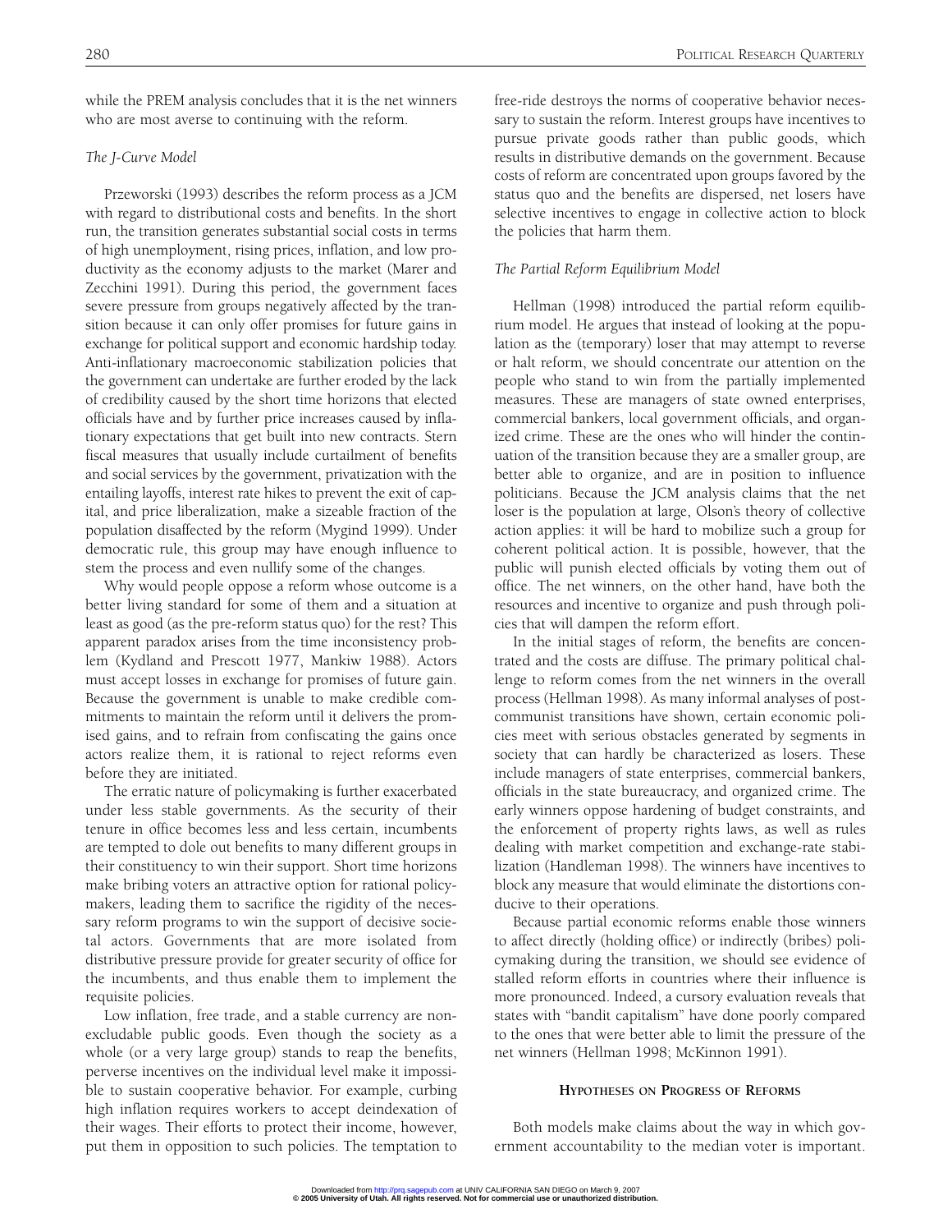while the PREM analysis concludes that it is the net winners who are most averse to continuing with the reform.

### *The J-Curve Model*

Przeworski (1993) describes the reform process as a JCM with regard to distributional costs and benefits. In the short run, the transition generates substantial social costs in terms of high unemployment, rising prices, inflation, and low productivity as the economy adjusts to the market (Marer and Zecchini 1991). During this period, the government faces severe pressure from groups negatively affected by the transition because it can only offer promises for future gains in exchange for political support and economic hardship today. Anti-inflationary macroeconomic stabilization policies that the government can undertake are further eroded by the lack of credibility caused by the short time horizons that elected officials have and by further price increases caused by inflationary expectations that get built into new contracts. Stern fiscal measures that usually include curtailment of benefits and social services by the government, privatization with the entailing layoffs, interest rate hikes to prevent the exit of capital, and price liberalization, make a sizeable fraction of the population disaffected by the reform (Mygind 1999). Under democratic rule, this group may have enough influence to stem the process and even nullify some of the changes.

Why would people oppose a reform whose outcome is a better living standard for some of them and a situation at least as good (as the pre-reform status quo) for the rest? This apparent paradox arises from the time inconsistency problem (Kydland and Prescott 1977, Mankiw 1988). Actors must accept losses in exchange for promises of future gain. Because the government is unable to make credible commitments to maintain the reform until it delivers the promised gains, and to refrain from confiscating the gains once actors realize them, it is rational to reject reforms even before they are initiated.

The erratic nature of policymaking is further exacerbated under less stable governments. As the security of their tenure in office becomes less and less certain, incumbents are tempted to dole out benefits to many different groups in their constituency to win their support. Short time horizons make bribing voters an attractive option for rational policymakers, leading them to sacrifice the rigidity of the necessary reform programs to win the support of decisive societal actors. Governments that are more isolated from distributive pressure provide for greater security of office for the incumbents, and thus enable them to implement the requisite policies.

Low inflation, free trade, and a stable currency are non-excludable public goods. Even though the society as a whole (or a very large group) stands to reap the benefits, perverse incentives on the individual level make it impossible to sustain cooperative behavior. For example, curbing high inflation requires workers to accept deindexation of their wages. Their efforts to protect their income, however, put them in opposition to such policies. The temptation to free-ride destroys the norms of cooperative behavior necessary to sustain the reform. Interest groups have incentives to pursue private goods rather than public goods, which results in distributive demands on the government. Because costs of reform are concentrated upon groups favored by the status quo and the benefits are dispersed, net losers have selective incentives to engage in collective action to block the policies that harm them.

### *The Partial Reform Equilibrium Model*

Hellman (1998) introduced the partial reform equilibrium model. He argues that instead of looking at the population as the (temporary) loser that may attempt to reverse or halt reform, we should concentrate our attention on the people who stand to win from the partially implemented measures. These are managers of state owned enterprises, commercial bankers, local government officials, and organized crime. These are the ones who will hinder the continuation of the transition because they are a smaller group, are better able to organize, and are in position to influence politicians. Because the JCM analysis claims that the net loser is the population at large, Olson's theory of collective action applies: it will be hard to mobilize such a group for coherent political action. It is possible, however, that the public will punish elected officials by voting them out of office. The net winners, on the other hand, have both the resources and incentive to organize and push through policies that will dampen the reform effort.

In the initial stages of reform, the benefits are concentrated and the costs are diffuse. The primary political challenge to reform comes from the net winners in the overall process (Hellman 1998). As many informal analyses of post-communist transitions have shown, certain economic policies meet with serious obstacles generated by segments in society that can hardly be characterized as losers. These include managers of state enterprises, commercial bankers, officials in the state bureaucracy, and organized crime. The early winners oppose hardening of budget constraints, and the enforcement of property rights laws, as well as rules dealing with market competition and exchange-rate stabilization (Handleman 1998). The winners have incentives to block any measure that would eliminate the distortions conducive to their operations.

Because partial economic reforms enable those winners to affect directly (holding office) or indirectly (bribes) policymaking during the transition, we should see evidence of stalled reform efforts in countries where their influence is more pronounced. Indeed, a cursory evaluation reveals that states with "bandit capitalism" have done poorly compared to the ones that were better able to limit the pressure of the net winners (Hellman 1998; McKinnon 1991).

## Hypotheses on Progress of Reforms

Both models make claims about the way in which government accountability to the median voter is important.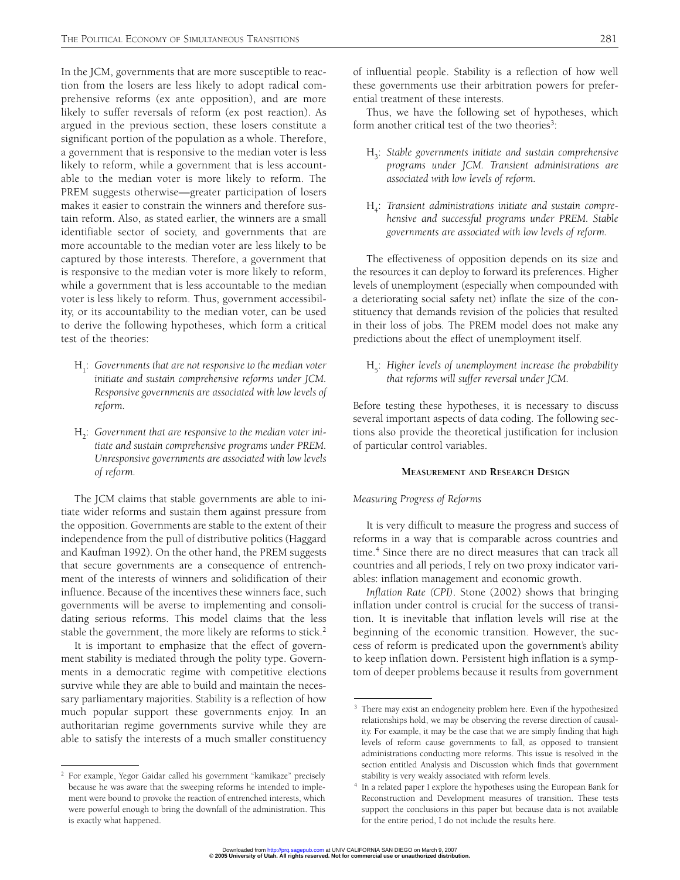In the JCM, governments that are more susceptible to reaction from the losers are less likely to adopt radical comprehensive reforms (ex ante opposition), and are more likely to suffer reversals of reform (ex post reaction). As argued in the previous section, these losers constitute a significant portion of the population as a whole. Therefore, a government that is responsive to the median voter is less likely to reform, while a government that is less accountable to the median voter is more likely to reform. The PREM suggests otherwise—greater participation of losers makes it easier to constrain the winners and therefore sustain reform. Also, as stated earlier, the winners are a small identifiable sector of society, and governments that are more accountable to the median voter are less likely to be captured by those interests. Therefore, a government that is responsive to the median voter is more likely to reform, while a government that is less accountable to the median voter is less likely to reform. Thus, government accessibility, or its accountability to the median voter, can be used to derive the following hypotheses, which form a critical test of the theories:

- $H_1$: *Governments that are not responsive to the median voter initiate and sustain comprehensive reforms under JCM. Responsive governments are associated with low levels of reform.*

- $H_2$: *Government that are responsive to the median voter initiate and sustain comprehensive programs under PREM. Unresponsive governments are associated with low levels of reform.*

The JCM claims that stable governments are able to initiate wider reforms and sustain them against pressure from the opposition. Governments are stable to the extent of their independence from the pull of distributive politics (Haggard and Kaufman 1992). On the other hand, the PREM suggests that secure governments are a consequence of entrenchment of the interests of winners and solidification of their influence. Because of the incentives these winners face, such governments will be averse to implementing and consolidating serious reforms. This model claims that the less stable the government, the more likely are reforms to stick.[2]

It is important to emphasize that the effect of government stability is mediated through the polity type. Governments in a democratic regime with competitive elections survive while they are able to build and maintain the necessary parliamentary majorities. Stability is a reflection of how much popular support these governments enjoy. In an authoritarian regime governments survive while they are able to satisfy the interests of a much smaller constituency of influential people. Stability is a reflection of how well these governments use their arbitration powers for preferential treatment of these interests.

Thus, we have the following set of hypotheses, which form another critical test of the two theories[3]:

- $H_3$: *Stable governments initiate and sustain comprehensive programs under JCM. Transient administrations are associated with low levels of reform.*

- $H_4$: *Transient administrations initiate and sustain comprehensive and successful programs under PREM. Stable governments are associated with low levels of reform.*

The effectiveness of opposition depends on its size and the resources it can deploy to forward its preferences. Higher levels of unemployment (especially when compounded with a deteriorating social safety net) inflate the size of the constituency that demands revision of the policies that resulted in their loss of jobs. The PREM model does not make any predictions about the effect of unemployment itself.

- $H_5$: *Higher levels of unemployment increase the probability that reforms will suffer reversal under JCM.*

Before testing these hypotheses, it is necessary to discuss several important aspects of data coding. The following sections also provide the theoretical justification for inclusion of particular control variables.

## Measurement and Research Design

### *Measuring Progress of Reforms*

It is very difficult to measure the progress and success of reforms in a way that is comparable across countries and time.[4] Since there are no direct measures that can track all countries and all periods, I rely on two proxy indicator variables: inflation management and economic growth.

*Inflation Rate (CPI)*. Stone (2002) shows that bringing inflation under control is crucial for the success of transition. It is inevitable that inflation levels will rise at the beginning of the economic transition. However, the success of reform is predicated upon the government's ability to keep inflation down. Persistent high inflation is a symptom of deeper problems because it results from government

---

[2] For example, Yegor Gaidar called his government "kamikaze" precisely because he was aware that the sweeping reforms he intended to implement were bound to provoke the reaction of entrenched interests, which were powerful enough to bring the downfall of the administration. This is exactly what happened.

[3] There may exist an endogeneity problem here. Even if the hypothesized relationships hold, we may be observing the reverse direction of causality. For example, it may be the case that we are simply finding that high levels of reform cause governments to fall, as opposed to transient administrations conducting more reforms. This issue is resolved in the section entitled Analysis and Discussion which finds that government stability is very weakly associated with reform levels.

[4] In a related paper I explore the hypotheses using the European Bank for Reconstruction and Development measures of transition. These tests support the conclusions in this paper but because data is not available for the entire period, I do not include the results here.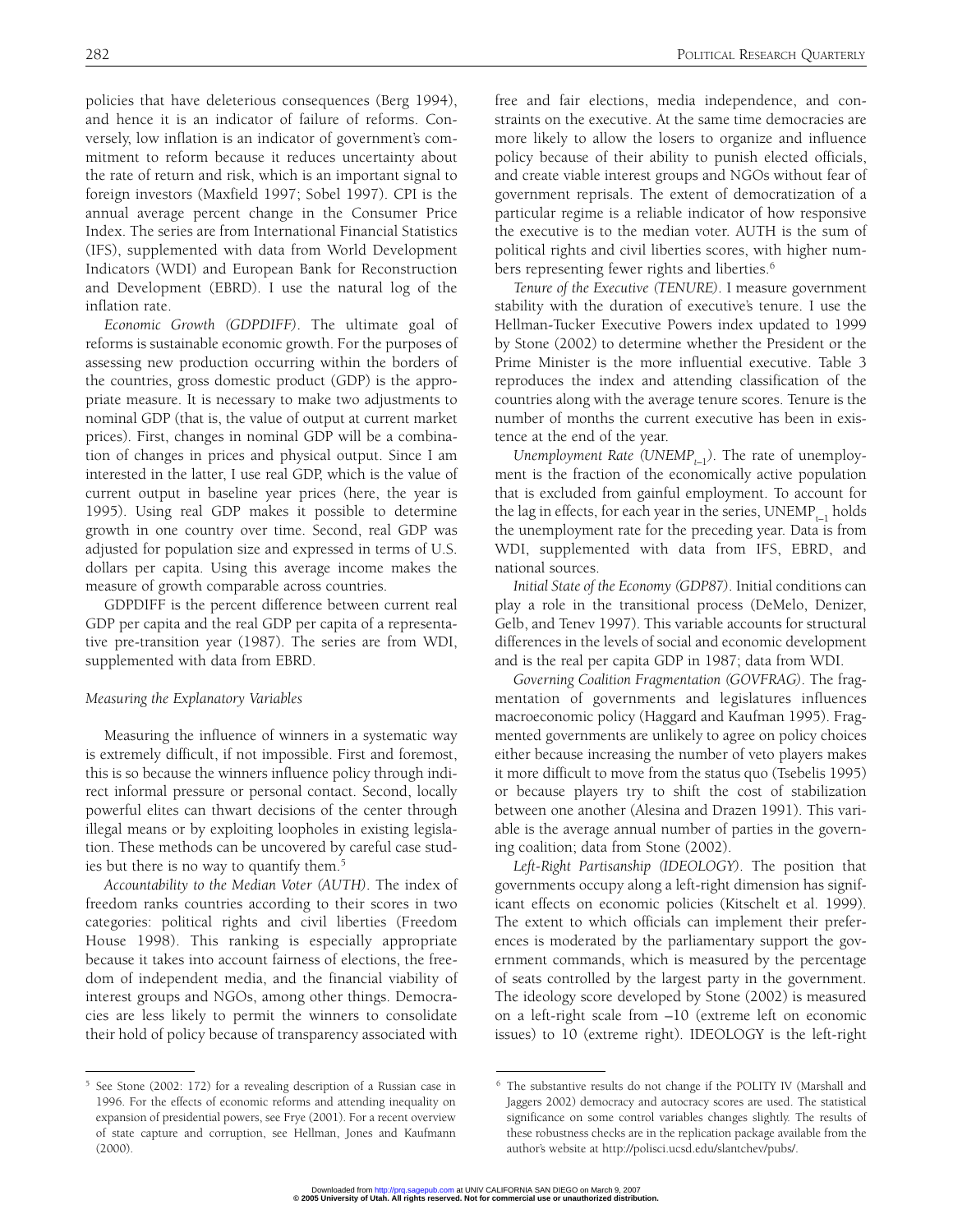policies that have deleterious consequences (Berg 1994), and hence it is an indicator of failure of reforms. Conversely, low inflation is an indicator of government's commitment to reform because it reduces uncertainty about the rate of return and risk, which is an important signal to foreign investors (Maxfield 1997; Sobel 1997). CPI is the annual average percent change in the Consumer Price Index. The series are from International Financial Statistics (IFS), supplemented with data from World Development Indicators (WDI) and European Bank for Reconstruction and Development (EBRD). I use the natural log of the inflation rate.

*Economic Growth (GDPDIFF)*. The ultimate goal of reforms is sustainable economic growth. For the purposes of assessing new production occurring within the borders of the countries, gross domestic product (GDP) is the appropriate measure. It is necessary to make two adjustments to nominal GDP (that is, the value of output at current market prices). First, changes in nominal GDP will be a combination of changes in prices and physical output. Since I am interested in the latter, I use real GDP, which is the value of current output in baseline year prices (here, the year is 1995). Using real GDP makes it possible to determine growth in one country over time. Second, real GDP was adjusted for population size and expressed in terms of U.S. dollars per capita. Using this average income makes the measure of growth comparable across countries.

GDPDIFF is the percent difference between current real GDP per capita and the real GDP per capita of a representative pre-transition year (1987). The series are from WDI, supplemented with data from EBRD.

### *Measuring the Explanatory Variables*

Measuring the influence of winners in a systematic way is extremely difficult, if not impossible. First and foremost, this is so because the winners influence policy through indirect informal pressure or personal contact. Second, locally powerful elites can thwart decisions of the center through illegal means or by exploiting loopholes in existing legislation. These methods can be uncovered by careful case studies but there is no way to quantify them.[5]

*Accountability to the Median Voter (AUTH)*. The index of freedom ranks countries according to their scores in two categories: political rights and civil liberties (Freedom House 1998). This ranking is especially appropriate because it takes into account fairness of elections, the freedom of independent media, and the financial viability of interest groups and NGOs, among other things. Democracies are less likely to permit the winners to consolidate their hold of policy because of transparency associated with free and fair elections, media independence, and constraints on the executive. At the same time democracies are more likely to allow the losers to organize and influence policy because of their ability to punish elected officials, and create viable interest groups and NGOs without fear of government reprisals. The extent of democratization of a particular regime is a reliable indicator of how responsive the executive is to the median voter. AUTH is the sum of political rights and civil liberties scores, with higher numbers representing fewer rights and liberties.[6]

*Tenure of the Executive (TENURE)*. I measure government stability with the duration of executive's tenure. I use the Hellman-Tucker Executive Powers index updated to 1999 by Stone (2002) to determine whether the President or the Prime Minister is the more influential executive. Table 3 reproduces the index and attending classification of the countries along with the average tenure scores. Tenure is the number of months the current executive has been in existence at the end of the year.

*Unemployment Rate ($UNEMP_{t-1}$)*. The rate of unemployment is the fraction of the economically active population that is excluded from gainful employment. To account for the lag in effects, for each year in the series, $UNEMP_{t-1}$ holds the unemployment rate for the preceding year. Data is from WDI, supplemented with data from IFS, EBRD, and national sources.

*Initial State of the Economy (GDP87)*. Initial conditions can play a role in the transitional process (DeMelo, Denizer, Gelb, and Tenev 1997). This variable accounts for structural differences in the levels of social and economic development and is the real per capita GDP in 1987; data from WDI.

*Governing Coalition Fragmentation (GOVFRAG)*. The fragmentation of governments and legislatures influences macroeconomic policy (Haggard and Kaufman 1995). Fragmented governments are unlikely to agree on policy choices either because increasing the number of veto players makes it more difficult to move from the status quo (Tsebelis 1995) or because players try to shift the cost of stabilization between one another (Alesina and Drazen 1991). This variable is the average annual number of parties in the governing coalition; data from Stone (2002).

*Left-Right Partisanship (IDEOLOGY)*. The position that governments occupy along a left-right dimension has significant effects on economic policies (Kitschelt et al. 1999). The extent to which officials can implement their preferences is moderated by the parliamentary support the government commands, which is measured by the percentage of seats controlled by the largest party in the government. The ideology score developed by Stone (2002) is measured on a left-right scale from –10 (extreme left on economic issues) to 10 (extreme right). IDEOLOGY is the left-right

---

[5] See Stone (2002: 172) for a revealing description of a Russian case in 1996. For the effects of economic reforms and attending inequality on expansion of presidential powers, see Frye (2001). For a recent overview of state capture and corruption, see Hellman, Jones and Kaufmann (2000).

[6] The substantive results do not change if the POLITY IV (Marshall and Jaggers 2002) democracy and autocracy scores are used. The statistical significance on some control variables changes slightly. The results of these robustness checks are in the replication package available from the author's website at http://polisci.ucsd.edu/slantchev/pubs/.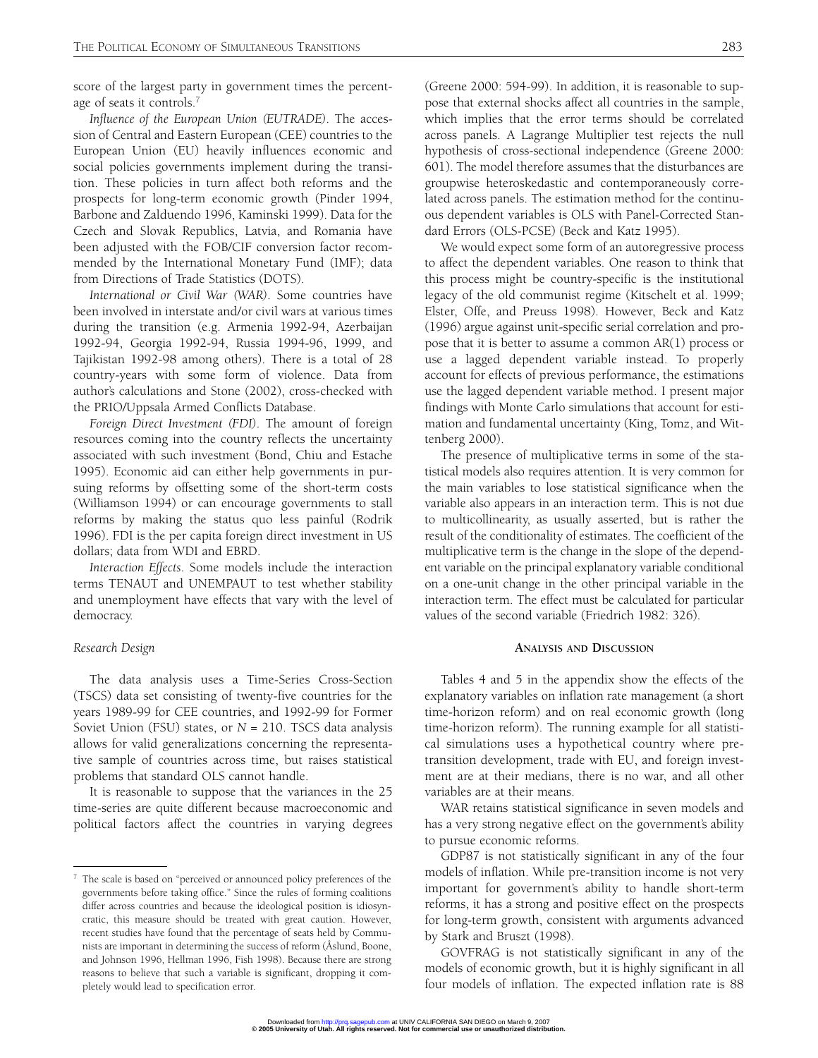score of the largest party in government times the percentage of seats it controls.[7]

*Influence of the European Union (EUTRADE)*. The accession of Central and Eastern European (CEE) countries to the European Union (EU) heavily influences economic and social policies governments implement during the transition. These policies in turn affect both reforms and the prospects for long-term economic growth (Pinder 1994, Barbone and Zalduendo 1996, Kaminski 1999). Data for the Czech and Slovak Republics, Latvia, and Romania have been adjusted with the FOB/CIF conversion factor recommended by the International Monetary Fund (IMF); data from Directions of Trade Statistics (DOTS).

*International or Civil War (WAR)*. Some countries have been involved in interstate and/or civil wars at various times during the transition (e.g. Armenia 1992-94, Azerbaijan 1992-94, Georgia 1992-94, Russia 1994-96, 1999, and Tajikistan 1992-98 among others). There is a total of 28 country-years with some form of violence. Data from author's calculations and Stone (2002), cross-checked with the PRIO/Uppsala Armed Conflicts Database.

*Foreign Direct Investment (FDI)*. The amount of foreign resources coming into the country reflects the uncertainty associated with such investment (Bond, Chiu and Estache 1995). Economic aid can either help governments in pursuing reforms by offsetting some of the short-term costs (Williamson 1994) or can encourage governments to stall reforms by making the status quo less painful (Rodrik 1996). FDI is the per capita foreign direct investment in US dollars; data from WDI and EBRD.

*Interaction Effects*. Some models include the interaction terms TENAUT and UNEMPAUT to test whether stability and unemployment have effects that vary with the level of democracy.

### *Research Design*

The data analysis uses a Time-Series Cross-Section (TSCS) data set consisting of twenty-five countries for the years 1989-99 for CEE countries, and 1992-99 for Former Soviet Union (FSU) states, or *N* = 210. TSCS data analysis allows for valid generalizations concerning the representative sample of countries across time, but raises statistical problems that standard OLS cannot handle.

It is reasonable to suppose that the variances in the 25 time-series are quite different because macroeconomic and political factors affect the countries in varying degrees (Greene 2000: 594-99). In addition, it is reasonable to suppose that external shocks affect all countries in the sample, which implies that the error terms should be correlated across panels. A Lagrange Multiplier test rejects the null hypothesis of cross-sectional independence (Greene 2000: 601). The model therefore assumes that the disturbances are groupwise heteroskedastic and contemporaneously correlated across panels. The estimation method for the continuous dependent variables is OLS with Panel-Corrected Standard Errors (OLS-PCSE) (Beck and Katz 1995).

We would expect some form of an autoregressive process to affect the dependent variables. One reason to think that this process might be country-specific is the institutional legacy of the old communist regime (Kitschelt et al. 1999; Elster, Offe, and Preuss 1998). However, Beck and Katz (1996) argue against unit-specific serial correlation and propose that it is better to assume a common AR(1) process or use a lagged dependent variable instead. To properly account for effects of previous performance, the estimations use the lagged dependent variable method. I present major findings with Monte Carlo simulations that account for estimation and fundamental uncertainty (King, Tomz, and Wittenberg 2000).

The presence of multiplicative terms in some of the statistical models also requires attention. It is very common for the main variables to lose statistical significance when the variable also appears in an interaction term. This is not due to multicollinearity, as usually asserted, but is rather the result of the conditionality of estimates. The coefficient of the multiplicative term is the change in the slope of the dependent variable on the principal explanatory variable conditional on a one-unit change in the other principal variable in the interaction term. The effect must be calculated for particular values of the second variable (Friedrich 1982: 326).

## Analysis and Discussion

Tables 4 and 5 in the appendix show the effects of the explanatory variables on inflation rate management (a short time-horizon reform) and on real economic growth (long time-horizon reform). The running example for all statistical simulations uses a hypothetical country where pre-transition development, trade with EU, and foreign investment are at their medians, there is no war, and all other variables are at their means.

WAR retains statistical significance in seven models and has a very strong negative effect on the government's ability to pursue economic reforms.

GDP87 is not statistically significant in any of the four models of inflation. While pre-transition income is not very important for government's ability to handle short-term reforms, it has a strong and positive effect on the prospects for long-term growth, consistent with arguments advanced by Stark and Bruszt (1998).

GOVFRAG is not statistically significant in any of the models of economic growth, but it is highly significant in all four models of inflation. The expected inflation rate is 88

[7] The scale is based on "perceived or announced policy preferences of the governments before taking office." Since the rules of forming coalitions differ across countries and because the ideological position is idiosyncratic, this measure should be treated with great caution. However, recent studies have found that the percentage of seats held by Communists are important in determining the success of reform (Åslund, Boone, and Johnson 1996, Hellman 1996, Fish 1998). Because there are strong reasons to believe that such a variable is significant, dropping it completely would lead to specification error.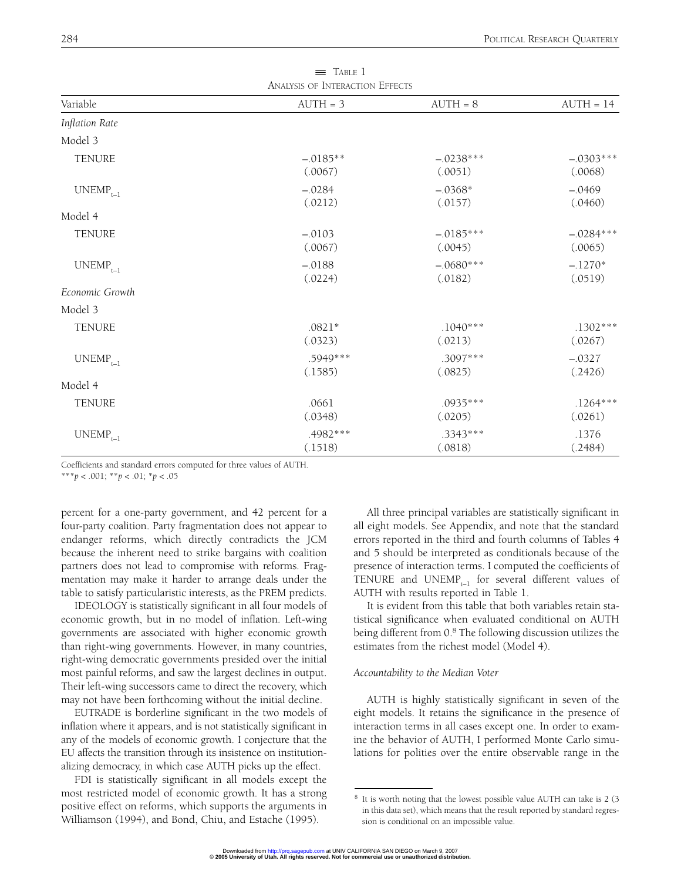Table 1

Analysis of Interaction Effects

| Variable | AUTH = 3 | AUTH = 8 | AUTH = 14 |
|---|---|---|---|
| *Inflation Rate* | | | |
| Model 3 | | | |
| TENURE | −.0185** | −.0238*** | −.0303*** |
| | (.0067) | (.0051) | (.0068) |
| $UNEMP_{t-1}$ | −.0284 | −.0368* | −.0469 |
| | (.0212) | (.0157) | (.0460) |
| Model 4 | | | |
| TENURE | −.0103 | −.0185*** | −.0284*** |
| | (.0067) | (.0045) | (.0065) |
| $UNEMP_{t-1}$ | −.0188 | −.0680*** | −.1270* |
| | (.0224) | (.0182) | (.0519) |
| *Economic Growth* | | | |
| Model 3 | | | |
| TENURE | .0821* | .1040*** | .1302*** |
| | (.0323) | (.0213) | (.0267) |
| $UNEMP_{t-1}$ | .5949*** | .3097*** | −.0327 |
| | (.1585) | (.0825) | (.2426) |
| Model 4 | | | |
| TENURE | .0661 | .0935*** | .1264*** |
| | (.0348) | (.0205) | (.0261) |
| $UNEMP_{t-1}$ | .4982*** | .3343*** | .1376 |
| | (.1518) | (.0818) | (.2484) |

Coefficients and standard errors computed for three values of AUTH.

***$p < .001$; **$p < .01$; *$p < .05$

percent for a one-party government, and 42 percent for a four-party coalition. Party fragmentation does not appear to endanger reforms, which directly contradicts the JCM because the inherent need to strike bargains with coalition partners does not lead to compromise with reforms. Fragmentation may make it harder to arrange deals under the table to satisfy particularistic interests, as the PREM predicts.

IDEOLOGY is statistically significant in all four models of economic growth, but in no model of inflation. Left-wing governments are associated with higher economic growth than right-wing governments. However, in many countries, right-wing democratic governments presided over the initial most painful reforms, and saw the largest declines in output. Their left-wing successors came to direct the recovery, which may not have been forthcoming without the initial decline.

EUTRADE is borderline significant in the two models of inflation where it appears, and is not statistically significant in any of the models of economic growth. I conjecture that the EU affects the transition through its insistence on institutionalizing democracy, in which case AUTH picks up the effect.

FDI is statistically significant in all models except the most restricted model of economic growth. It has a strong positive effect on reforms, which supports the arguments in Williamson (1994), and Bond, Chiu, and Estache (1995).

All three principal variables are statistically significant in all eight models. See Appendix, and note that the standard errors reported in the third and fourth columns of Tables 4 and 5 should be interpreted as conditionals because of the presence of interaction terms. I computed the coefficients of TENURE and $UNEMP_{t-1}$ for several different values of AUTH with results reported in Table 1.

It is evident from this table that both variables retain statistical significance when evaluated conditional on AUTH being different from 0.[8] The following discussion utilizes the estimates from the richest model (Model 4).

*Accountability to the Median Voter*

AUTH is highly statistically significant in seven of the eight models. It retains the significance in the presence of interaction terms in all cases except one. In order to examine the behavior of AUTH, I performed Monte Carlo simulations for polities over the entire observable range in the

[8] It is worth noting that the lowest possible value AUTH can take is 2 (3 in this data set), which means that the result reported by standard regression is conditional on an impossible value.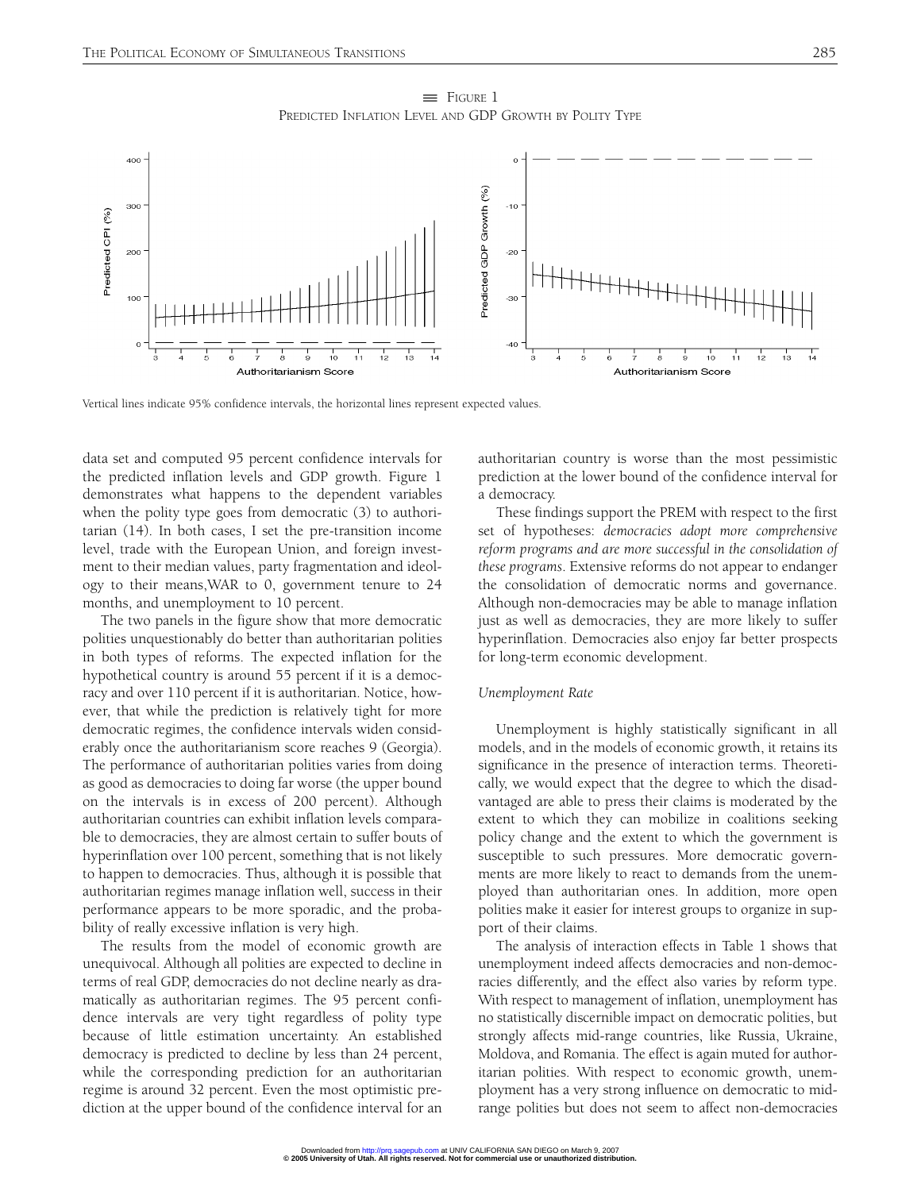FIGURE 1
PREDICTED INFLATION LEVEL AND GDP GROWTH BY POLITY TYPE

Predicted CPI (%)
400
300
200
100
0
3 4 5 6 7 8 9 10 11 12 13 14
Authoritarianism Score

Predicted GDP Growth (%)
0
-10
-20
-30
-40
3 4 5 6 7 8 9 10 11 12 13 14
Authoritarianism Score

Vertical lines indicate 95% confidence intervals, the horizontal lines represent expected values.

data set and computed 95 percent confidence intervals for the predicted inflation levels and GDP growth. Figure 1 demonstrates what happens to the dependent variables when the polity type goes from democratic (3) to authoritarian (14). In both cases, I set the pre-transition income level, trade with the European Union, and foreign investment to their median values, party fragmentation and ideology to their means,WAR to 0, government tenure to 24 months, and unemployment to 10 percent.

The two panels in the figure show that more democratic polities unquestionably do better than authoritarian polities in both types of reforms. The expected inflation for the hypothetical country is around 55 percent if it is a democracy and over 110 percent if it is authoritarian. Notice, however, that while the prediction is relatively tight for more democratic regimes, the confidence intervals widen considerably once the authoritarianism score reaches 9 (Georgia). The performance of authoritarian polities varies from doing as good as democracies to doing far worse (the upper bound on the intervals is in excess of 200 percent). Although authoritarian countries can exhibit inflation levels comparable to democracies, they are almost certain to suffer bouts of hyperinflation over 100 percent, something that is not likely to happen to democracies. Thus, although it is possible that authoritarian regimes manage inflation well, success in their performance appears to be more sporadic, and the probability of really excessive inflation is very high.

The results from the model of economic growth are unequivocal. Although all polities are expected to decline in terms of real GDP, democracies do not decline nearly as dramatically as authoritarian regimes. The 95 percent confidence intervals are very tight regardless of polity type because of little estimation uncertainty. An established democracy is predicted to decline by less than 24 percent, while the corresponding prediction for an authoritarian regime is around 32 percent. Even the most optimistic prediction at the upper bound of the confidence interval for an authoritarian country is worse than the most pessimistic prediction at the lower bound of the confidence interval for a democracy.

These findings support the PREM with respect to the first set of hypotheses: *democracies adopt more comprehensive reform programs and are more successful in the consolidation of these programs*. Extensive reforms do not appear to endanger the consolidation of democratic norms and governance. Although non-democracies may be able to manage inflation just as well as democracies, they are more likely to suffer hyperinflation. Democracies also enjoy far better prospects for long-term economic development.

### *Unemployment Rate*

Unemployment is highly statistically significant in all models, and in the models of economic growth, it retains its significance in the presence of interaction terms. Theoretically, we would expect that the degree to which the disadvantaged are able to press their claims is moderated by the extent to which they can mobilize in coalitions seeking policy change and the extent to which the government is susceptible to such pressures. More democratic governments are more likely to react to demands from the unemployed than authoritarian ones. In addition, more open polities make it easier for interest groups to organize in support of their claims.

The analysis of interaction effects in Table 1 shows that unemployment indeed affects democracies and non-democracies differently, and the effect also varies by reform type. With respect to management of inflation, unemployment has no statistically discernible impact on democratic polities, but strongly affects mid-range countries, like Russia, Ukraine, Moldova, and Romania. The effect is again muted for authoritarian polities. With respect to economic growth, unemployment has a very strong influence on democratic to mid-range polities but does not seem to affect non-democracies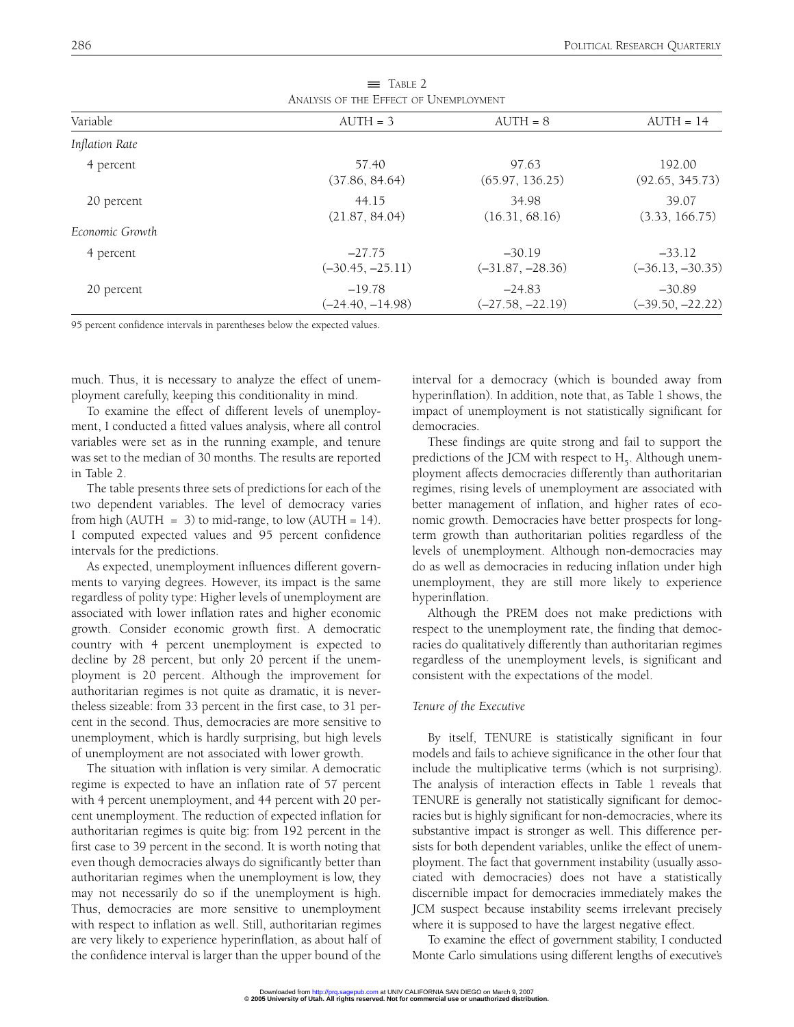TABLE 2
ANALYSIS OF THE EFFECT OF UNEMPLOYMENT

| Variable | AUTH = 3 | AUTH = 8 | AUTH = 14 |
|---|---|---|---|
| *Inflation Rate* | | | |
| 4 percent | 57.40 (37.86, 84.64) | 97.63 (65.97, 136.25) | 192.00 (92.65, 345.73) |
| 20 percent | 44.15 (21.87, 84.04) | 34.98 (16.31, 68.16) | 39.07 (3.33, 166.75) |
| *Economic Growth* | | | |
| 4 percent | –27.75 (–30.45, –25.11) | –30.19 (–31.87, –28.36) | –33.12 (–36.13, –30.35) |
| 20 percent | –19.78 (–24.40, –14.98) | –24.83 (–27.58, –22.19) | –30.89 (–39.50, –22.22) |

95 percent confidence intervals in parentheses below the expected values.

much. Thus, it is necessary to analyze the effect of unemployment carefully, keeping this conditionality in mind.

To examine the effect of different levels of unemployment, I conducted a fitted values analysis, where all control variables were set as in the running example, and tenure was set to the median of 30 months. The results are reported in Table 2.

The table presents three sets of predictions for each of the two dependent variables. The level of democracy varies from high (AUTH = 3) to mid-range, to low (AUTH = 14). I computed expected values and 95 percent confidence intervals for the predictions.

As expected, unemployment influences different governments to varying degrees. However, its impact is the same regardless of polity type: Higher levels of unemployment are associated with lower inflation rates and higher economic growth. Consider economic growth first. A democratic country with 4 percent unemployment is expected to decline by 28 percent, but only 20 percent if the unemployment is 20 percent. Although the improvement for authoritarian regimes is not quite as dramatic, it is nevertheless sizeable: from 33 percent in the first case, to 31 percent in the second. Thus, democracies are more sensitive to unemployment, which is hardly surprising, but high levels of unemployment are not associated with lower growth.

The situation with inflation is very similar. A democratic regime is expected to have an inflation rate of 57 percent with 4 percent unemployment, and 44 percent with 20 percent unemployment. The reduction of expected inflation for authoritarian regimes is quite big: from 192 percent in the first case to 39 percent in the second. It is worth noting that even though democracies always do significantly better than authoritarian regimes when the unemployment is low, they may not necessarily do so if the unemployment is high. Thus, democracies are more sensitive to unemployment with respect to inflation as well. Still, authoritarian regimes are very likely to experience hyperinflation, as about half of the confidence interval is larger than the upper bound of the interval for a democracy (which is bounded away from hyperinflation). In addition, note that, as Table 1 shows, the impact of unemployment is not statistically significant for democracies.

These findings are quite strong and fail to support the predictions of the JCM with respect to $H_5$. Although unemployment affects democracies differently than authoritarian regimes, rising levels of unemployment are associated with better management of inflation, and higher rates of economic growth. Democracies have better prospects for long-term growth than authoritarian polities regardless of the levels of unemployment. Although non-democracies may do as well as democracies in reducing inflation under high unemployment, they are still more likely to experience hyperinflation.

Although the PREM does not make predictions with respect to the unemployment rate, the finding that democracies do qualitatively differently than authoritarian regimes regardless of the unemployment levels, is significant and consistent with the expectations of the model.

### *Tenure of the Executive*

By itself, TENURE is statistically significant in four models and fails to achieve significance in the other four that include the multiplicative terms (which is not surprising). The analysis of interaction effects in Table 1 reveals that TENURE is generally not statistically significant for democracies but is highly significant for non-democracies, where its substantive impact is stronger as well. This difference persists for both dependent variables, unlike the effect of unemployment. The fact that government instability (usually associated with democracies) does not have a statistically discernible impact for democracies immediately makes the JCM suspect because instability seems irrelevant precisely where it is supposed to have the largest negative effect.

To examine the effect of government stability, I conducted Monte Carlo simulations using different lengths of executive's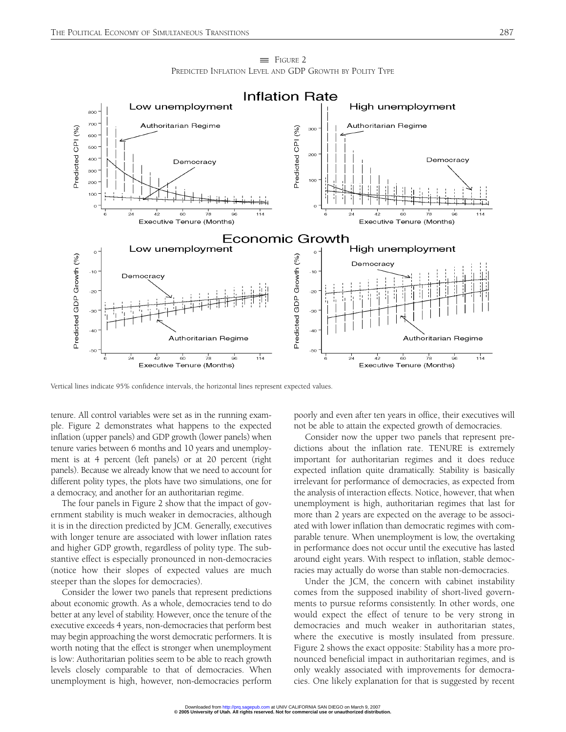FIGURE 2
PREDICTED INFLATION LEVEL AND GDP GROWTH BY POLITY TYPE

Vertical lines indicate 95% confidence intervals, the horizontal lines represent expected values.

tenure. All control variables were set as in the running example. Figure 2 demonstrates what happens to the expected inflation (upper panels) and GDP growth (lower panels) when tenure varies between 6 months and 10 years and unemployment is at 4 percent (left panels) or at 20 percent (right panels). Because we already know that we need to account for different polity types, the plots have two simulations, one for a democracy, and another for an authoritarian regime.

The four panels in Figure 2 show that the impact of government stability is much weaker in democracies, although it is in the direction predicted by JCM. Generally, executives with longer tenure are associated with lower inflation rates and higher GDP growth, regardless of polity type. The substantive effect is especially pronounced in non-democracies (notice how their slopes of expected values are much steeper than the slopes for democracies).

Consider the lower two panels that represent predictions about economic growth. As a whole, democracies tend to do better at any level of stability. However, once the tenure of the executive exceeds 4 years, non-democracies that perform best may begin approaching the worst democratic performers. It is worth noting that the effect is stronger when unemployment is low: Authoritarian polities seem to be able to reach growth levels closely comparable to that of democracies. When unemployment is high, however, non-democracies perform poorly and even after ten years in office, their executives will not be able to attain the expected growth of democracies.

Consider now the upper two panels that represent predictions about the inflation rate. TENURE is extremely important for authoritarian regimes and it does reduce expected inflation quite dramatically. Stability is basically irrelevant for performance of democracies, as expected from the analysis of interaction effects. Notice, however, that when unemployment is high, authoritarian regimes that last for more than 2 years are expected on the average to be associated with lower inflation than democratic regimes with comparable tenure. When unemployment is low, the overtaking in performance does not occur until the executive has lasted around eight years. With respect to inflation, stable democracies may actually do worse than stable non-democracies.

Under the JCM, the concern with cabinet instability comes from the supposed inability of short-lived governments to pursue reforms consistently. In other words, one would expect the effect of tenure to be very strong in democracies and much weaker in authoritarian states, where the executive is mostly insulated from pressure. Figure 2 shows the exact opposite: Stability has a more pronounced beneficial impact in authoritarian regimes, and is only weakly associated with improvements for democracies. One likely explanation for that is suggested by recent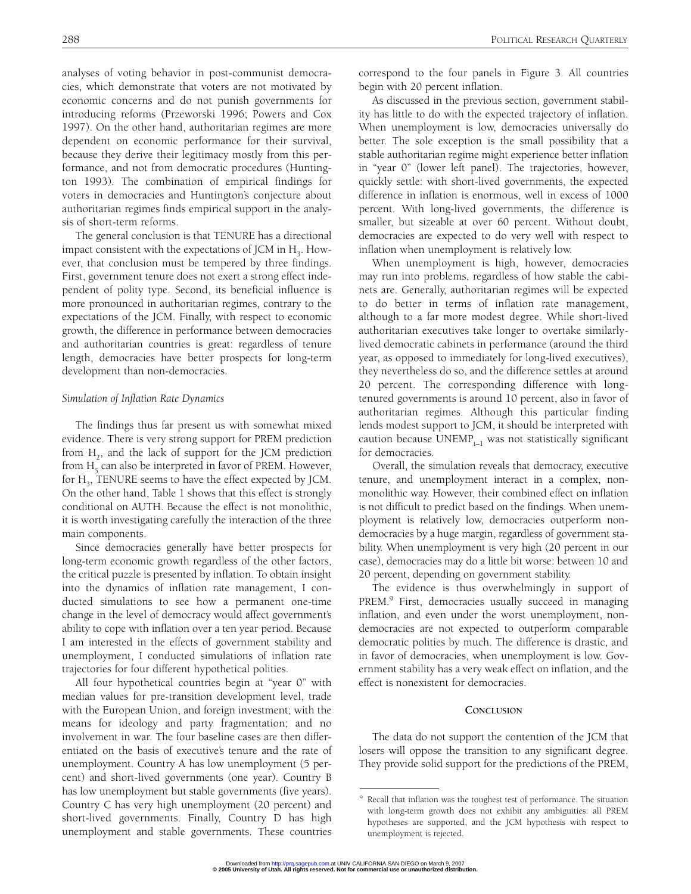analyses of voting behavior in post-communist democracies, which demonstrate that voters are not motivated by economic concerns and do not punish governments for introducing reforms (Przeworski 1996; Powers and Cox 1997). On the other hand, authoritarian regimes are more dependent on economic performance for their survival, because they derive their legitimacy mostly from this performance, and not from democratic procedures (Huntington 1993). The combination of empirical findings for voters in democracies and Huntington's conjecture about authoritarian regimes finds empirical support in the analysis of short-term reforms.

The general conclusion is that TENURE has a directional impact consistent with the expectations of JCM in $H_3$. However, that conclusion must be tempered by three findings. First, government tenure does not exert a strong effect independent of polity type. Second, its beneficial influence is more pronounced in authoritarian regimes, contrary to the expectations of the JCM. Finally, with respect to economic growth, the difference in performance between democracies and authoritarian countries is great: regardless of tenure length, democracies have better prospects for long-term development than non-democracies.

### *Simulation of Inflation Rate Dynamics*

The findings thus far present us with somewhat mixed evidence. There is very strong support for PREM prediction from $H_2$, and the lack of support for the JCM prediction from $H_5$ can also be interpreted in favor of PREM. However, for $H_3$, TENURE seems to have the effect expected by JCM. On the other hand, Table 1 shows that this effect is strongly conditional on AUTH. Because the effect is not monolithic, it is worth investigating carefully the interaction of the three main components.

Since democracies generally have better prospects for long-term economic growth regardless of the other factors, the critical puzzle is presented by inflation. To obtain insight into the dynamics of inflation rate management, I conducted simulations to see how a permanent one-time change in the level of democracy would affect government's ability to cope with inflation over a ten year period. Because I am interested in the effects of government stability and unemployment, I conducted simulations of inflation rate trajectories for four different hypothetical polities.

All four hypothetical countries begin at "year 0" with median values for pre-transition development level, trade with the European Union, and foreign investment; with the means for ideology and party fragmentation; and no involvement in war. The four baseline cases are then differentiated on the basis of executive's tenure and the rate of unemployment. Country A has low unemployment (5 percent) and short-lived governments (one year). Country B has low unemployment but stable governments (five years). Country C has very high unemployment (20 percent) and short-lived governments. Finally, Country D has high unemployment and stable governments. These countries correspond to the four panels in Figure 3. All countries begin with 20 percent inflation.

As discussed in the previous section, government stability has little to do with the expected trajectory of inflation. When unemployment is low, democracies universally do better. The sole exception is the small possibility that a stable authoritarian regime might experience better inflation in "year 0" (lower left panel). The trajectories, however, quickly settle: with short-lived governments, the expected difference in inflation is enormous, well in excess of 1000 percent. With long-lived governments, the difference is smaller, but sizeable at over 60 percent. Without doubt, democracies are expected to do very well with respect to inflation when unemployment is relatively low.

When unemployment is high, however, democracies may run into problems, regardless of how stable the cabinets are. Generally, authoritarian regimes will be expected to do better in terms of inflation rate management, although to a far more modest degree. While short-lived authoritarian executives take longer to overtake similarly-lived democratic cabinets in performance (around the third year, as opposed to immediately for long-lived executives), they nevertheless do so, and the difference settles at around 20 percent. The corresponding difference with long-tenured governments is around 10 percent, also in favor of authoritarian regimes. Although this particular finding lends modest support to JCM, it should be interpreted with caution because $\text{UNEMP}_{t-1}$ was not statistically significant for democracies.

Overall, the simulation reveals that democracy, executive tenure, and unemployment interact in a complex, non-monolithic way. However, their combined effect on inflation is not difficult to predict based on the findings. When unemployment is relatively low, democracies outperform non-democracies by a huge margin, regardless of government stability. When unemployment is very high (20 percent in our case), democracies may do a little bit worse: between 10 and 20 percent, depending on government stability.

The evidence is thus overwhelmingly in support of PREM.[9] First, democracies usually succeed in managing inflation, and even under the worst unemployment, non-democracies are not expected to outperform comparable democratic polities by much. The difference is drastic, and in favor of democracies, when unemployment is low. Government stability has a very weak effect on inflation, and the effect is nonexistent for democracies.

## CONCLUSION

The data do not support the contention of the JCM that losers will oppose the transition to any significant degree. They provide solid support for the predictions of the PREM,

---

[9] Recall that inflation was the toughest test of performance. The situation with long-term growth does not exhibit any ambiguities: all PREM hypotheses are supported, and the JCM hypothesis with respect to unemployment is rejected.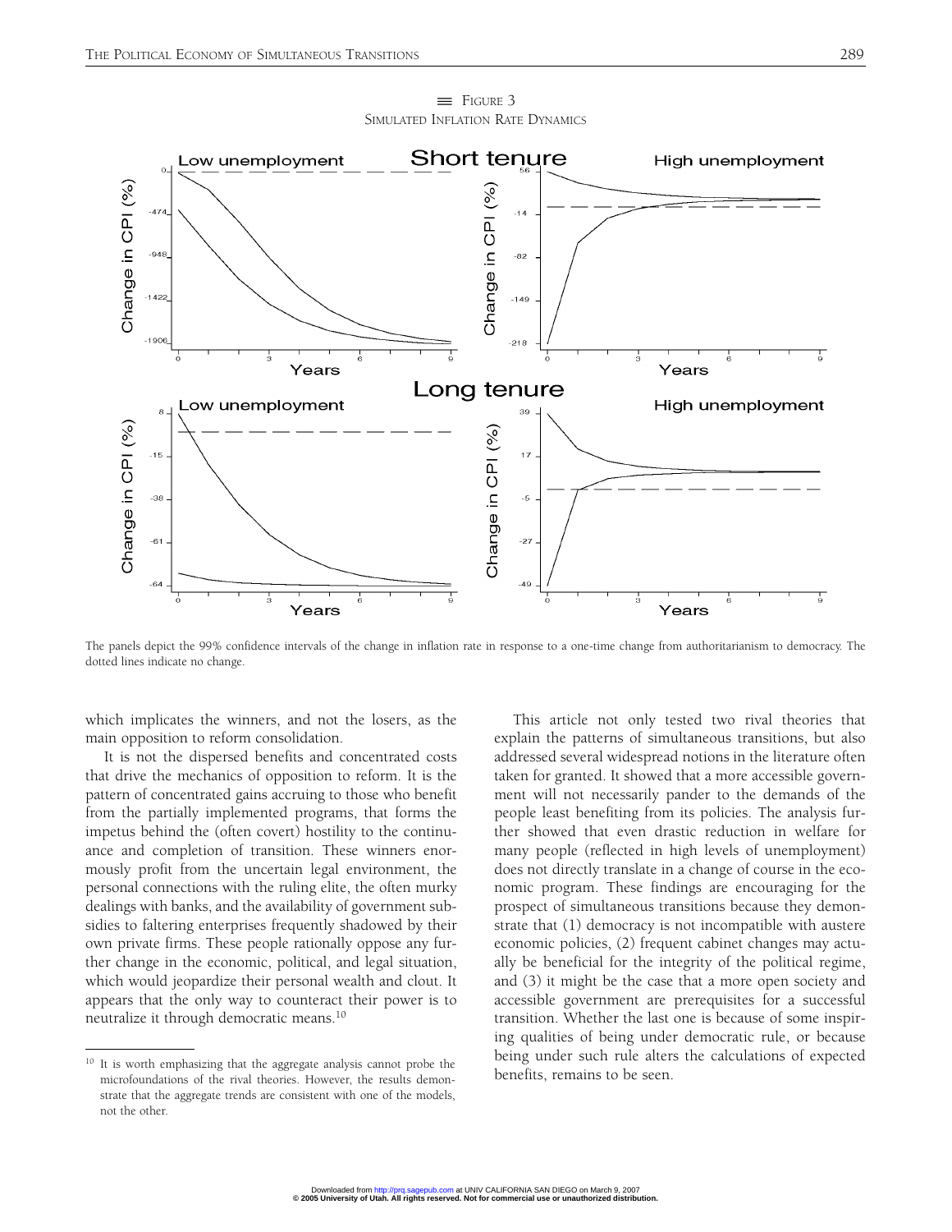FIGURE 3
SIMULATED INFLATION RATE DYNAMICS

The panels depict the 99% confidence intervals of the change in inflation rate in response to a one-time change from authoritarianism to democracy. The dotted lines indicate no change.

which implicates the winners, and not the losers, as the main opposition to reform consolidation.

It is not the dispersed benefits and concentrated costs that drive the mechanics of opposition to reform. It is the pattern of concentrated gains accruing to those who benefit from the partially implemented programs, that forms the impetus behind the (often covert) hostility to the continuance and completion of transition. These winners enormously profit from the uncertain legal environment, the personal connections with the ruling elite, the often murky dealings with banks, and the availability of government subsidies to faltering enterprises frequently shadowed by their own private firms. These people rationally oppose any further change in the economic, political, and legal situation, which would jeopardize their personal wealth and clout. It appears that the only way to counteract their power is to neutralize it through democratic means.[10]

This article not only tested two rival theories that explain the patterns of simultaneous transitions, but also addressed several widespread notions in the literature often taken for granted. It showed that a more accessible government will not necessarily pander to the demands of the people least benefiting from its policies. The analysis further showed that even drastic reduction in welfare for many people (reflected in high levels of unemployment) does not directly translate in a change of course in the economic program. These findings are encouraging for the prospect of simultaneous transitions because they demonstrate that (1) democracy is not incompatible with austere economic policies, (2) frequent cabinet changes may actually be beneficial for the integrity of the political regime, and (3) it might be the case that a more open society and accessible government are prerequisites for a successful transition. Whether the last one is because of some inspiring qualities of being under democratic rule, or because being under such rule alters the calculations of expected benefits, remains to be seen.

[10] It is worth emphasizing that the aggregate analysis cannot probe the microfoundations of the rival theories. However, the results demonstrate that the aggregate trends are consistent with one of the models, not the other.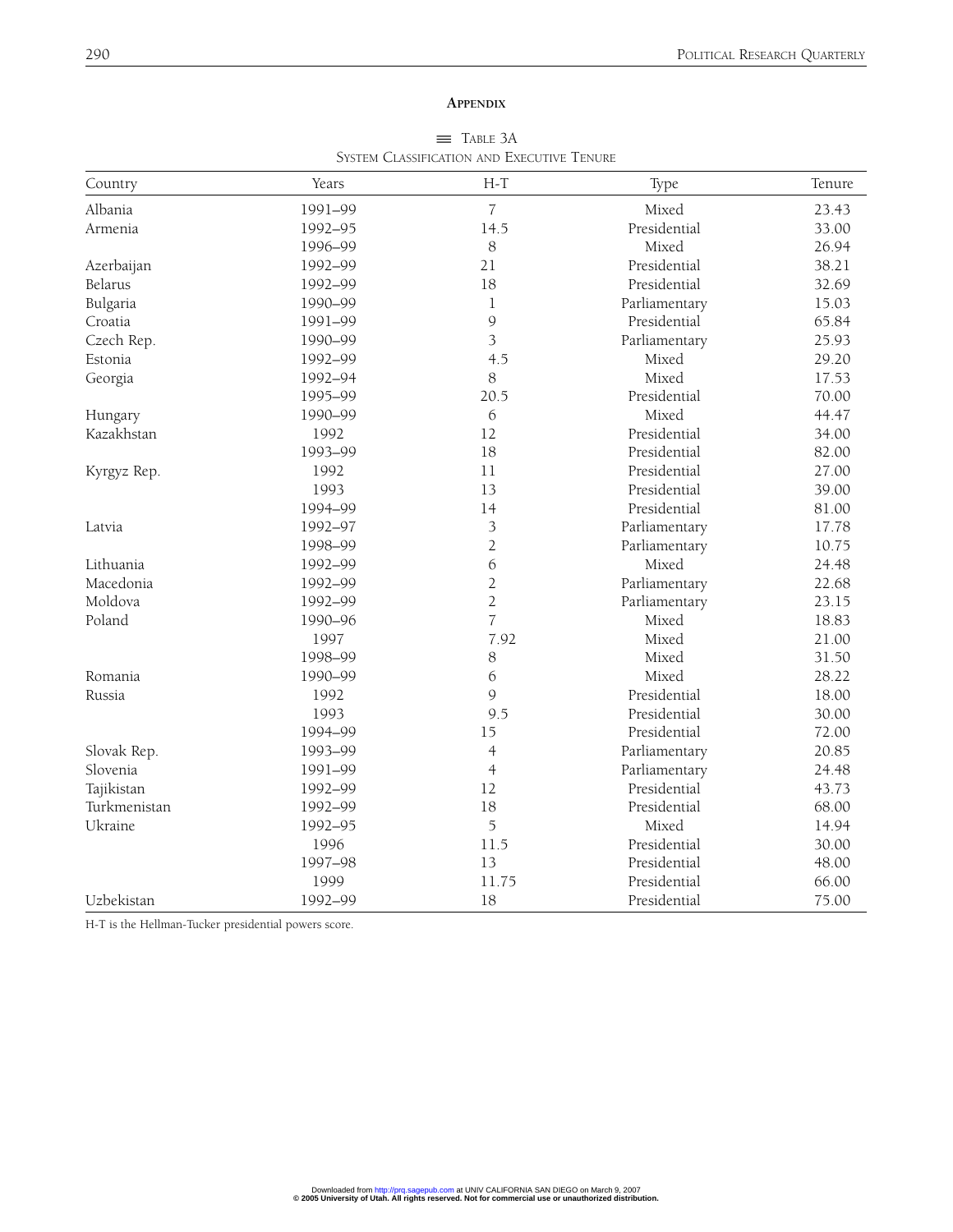## Appendix

Table 3A
System Classification and Executive Tenure

| Country | Years | H-T | Type | Tenure |
|---|---|---|---|---|
| Albania | 1991–99 | 7 | Mixed | 23.43 |
| Armenia | 1992–95 | 14.5 | Presidential | 33.00 |
| | 1996–99 | 8 | Mixed | 26.94 |
| Azerbaijan | 1992–99 | 21 | Presidential | 38.21 |
| Belarus | 1992–99 | 18 | Presidential | 32.69 |
| Bulgaria | 1990–99 | 1 | Parliamentary | 15.03 |
| Croatia | 1991–99 | 9 | Presidential | 65.84 |
| Czech Rep. | 1990–99 | 3 | Parliamentary | 25.93 |
| Estonia | 1992–99 | 4.5 | Mixed | 29.20 |
| Georgia | 1992–94 | 8 | Mixed | 17.53 |
| | 1995–99 | 20.5 | Presidential | 70.00 |
| Hungary | 1990–99 | 6 | Mixed | 44.47 |
| Kazakhstan | 1992 | 12 | Presidential | 34.00 |
| | 1993–99 | 18 | Presidential | 82.00 |
| Kyrgyz Rep. | 1992 | 11 | Presidential | 27.00 |
| | 1993 | 13 | Presidential | 39.00 |
| | 1994–99 | 14 | Presidential | 81.00 |
| Latvia | 1992–97 | 3 | Parliamentary | 17.78 |
| | 1998–99 | 2 | Parliamentary | 10.75 |
| Lithuania | 1992–99 | 6 | Mixed | 24.48 |
| Macedonia | 1992–99 | 2 | Parliamentary | 22.68 |
| Moldova | 1992–99 | 2 | Parliamentary | 23.15 |
| Poland | 1990–96 | 7 | Mixed | 18.83 |
| | 1997 | 7.92 | Mixed | 21.00 |
| | 1998–99 | 8 | Mixed | 31.50 |
| Romania | 1990–99 | 6 | Mixed | 28.22 |
| Russia | 1992 | 9 | Presidential | 18.00 |
| | 1993 | 9.5 | Presidential | 30.00 |
| | 1994–99 | 15 | Presidential | 72.00 |
| Slovak Rep. | 1993–99 | 4 | Parliamentary | 20.85 |
| Slovenia | 1991–99 | 4 | Parliamentary | 24.48 |
| Tajikistan | 1992–99 | 12 | Presidential | 43.73 |
| Turkmenistan | 1992–99 | 18 | Presidential | 68.00 |
| Ukraine | 1992–95 | 5 | Mixed | 14.94 |
| | 1996 | 11.5 | Presidential | 30.00 |
| | 1997–98 | 13 | Presidential | 48.00 |
| | 1999 | 11.75 | Presidential | 66.00 |
| Uzbekistan | 1992–99 | 18 | Presidential | 75.00 |

H-T is the Hellman-Tucker presidential powers score.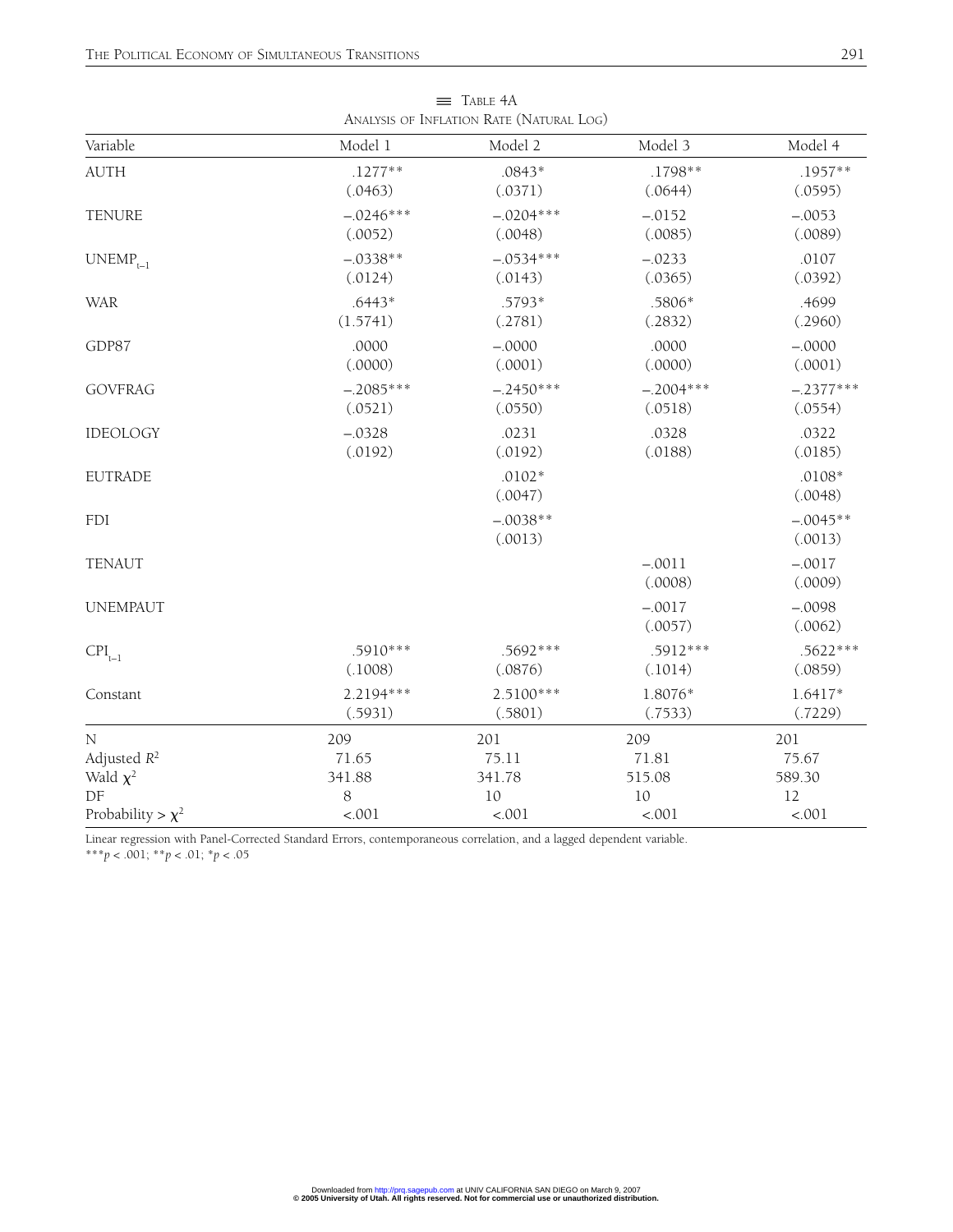Table 4A
Analysis of Inflation Rate (Natural Log)

| Variable | Model 1 | Model 2 | Model 3 | Model 4 |
|---|---|---|---|---|
| AUTH | .1277** | .0843* | .1798** | .1957** |
| | (.0463) | (.0371) | (.0644) | (.0595) |
| TENURE | −.0246*** | −.0204*** | −.0152 | −.0053 |
| | (.0052) | (.0048) | (.0085) | (.0089) |
| $UNEMP_{t-1}$ | −.0338** | −.0534*** | −.0233 | .0107 |
| | (.0124) | (.0143) | (.0365) | (.0392) |
| WAR | .6443* | .5793* | .5806* | .4699 |
| | (1.5741) | (.2781) | (.2832) | (.2960) |
| GDP87 | .0000 | −.0000 | .0000 | −.0000 |
| | (.0000) | (.0001) | (.0000) | (.0001) |
| GOVFRAG | −.2085*** | −.2450*** | −.2004*** | −.2377*** |
| | (.0521) | (.0550) | (.0518) | (.0554) |
| IDEOLOGY | −.0328 | .0231 | .0328 | .0322 |
| | (.0192) | (.0192) | (.0188) | (.0185) |
| EUTRADE | | .0102* | | .0108* |
| | | (.0047) | | (.0048) |
| FDI | | −.0038** | | −.0045** |
| | | (.0013) | | (.0013) |
| TENAUT | | | −.0011 | −.0017 |
| | | | (.0008) | (.0009) |
| UNEMPAUT | | | −.0017 | −.0098 |
| | | | (.0057) | (.0062) |
| $CPI_{t-1}$ | .5910*** | .5692*** | .5912*** | .5622*** |
| | (.1008) | (.0876) | (.1014) | (.0859) |
| Constant | 2.2194*** | 2.5100*** | 1.8076* | 1.6417* |
| | (.5931) | (.5801) | (.7533) | (.7229) |
| N | 209 | 201 | 209 | 201 |
| Adjusted $R^2$ | 71.65 | 75.11 | 71.81 | 75.67 |
| Wald $\chi^2$ | 341.88 | 341.78 | 515.08 | 589.30 |
| DF | 8 | 10 | 10 | 12 |
| Probability > $\chi^2$ | <.001 | <.001 | <.001 | <.001 |

Linear regression with Panel-Corrected Standard Errors, contemporaneous correlation, and a lagged dependent variable.
***$p < .001$; **$p < .01$; *$p < .05$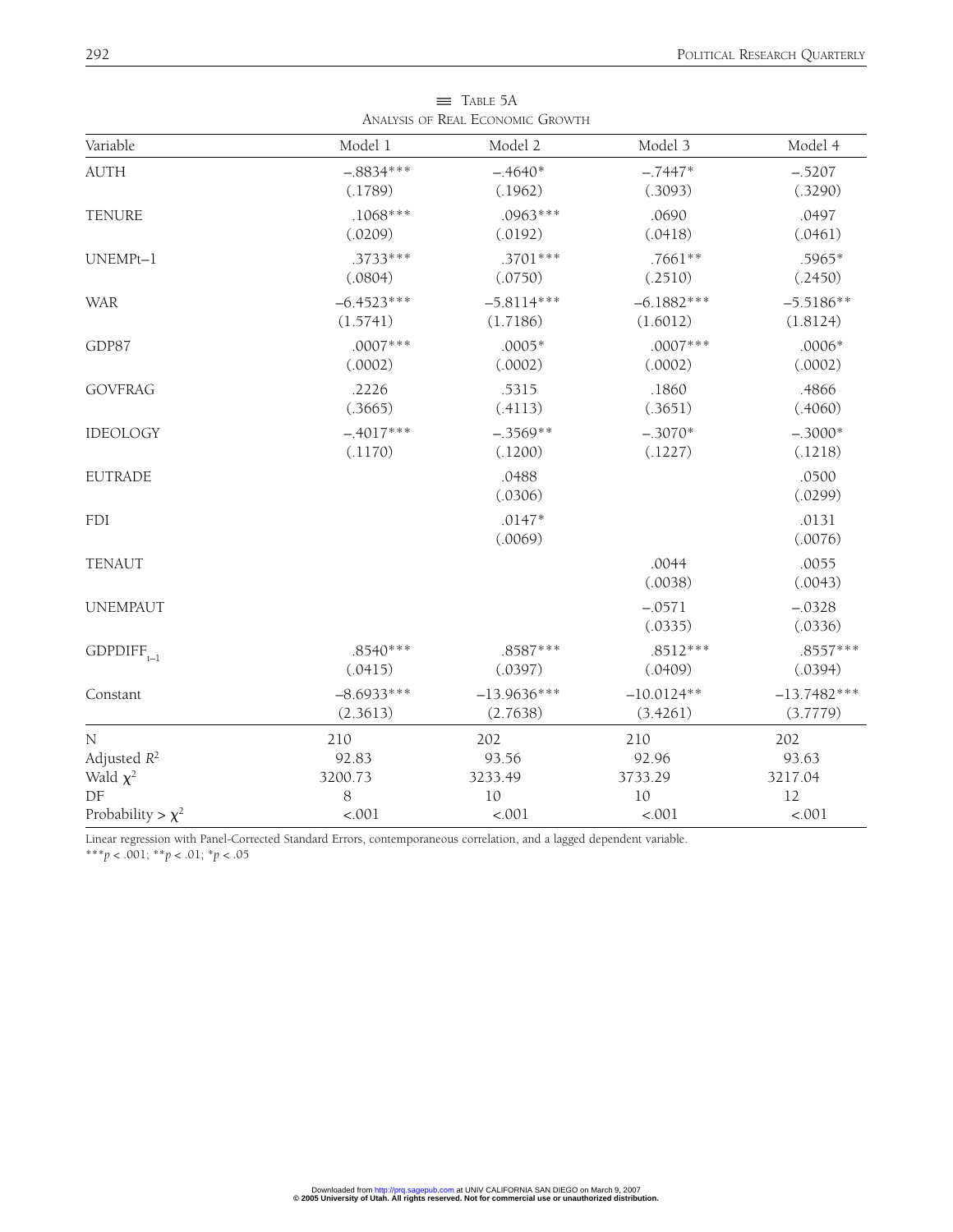TABLE 5A

ANALYSIS OF REAL ECONOMIC GROWTH

| Variable | Model 1 | Model 2 | Model 3 | Model 4 |
|---|---|---|---|---|
| AUTH | –.8834*** | –.4640* | –.7447* | –.5207 |
| | (.1789) | (.1962) | (.3093) | (.3290) |
| TENURE | .1068*** | .0963*** | .0690 | .0497 |
| | (.0209) | (.0192) | (.0418) | (.0461) |
| UNEMPt–1 | .3733*** | .3701*** | .7661** | .5965* |
| | (.0804) | (.0750) | (.2510) | (.2450) |
| WAR | –6.4523*** | –5.8114*** | –6.1882*** | –5.5186** |
| | (1.5741) | (1.7186) | (1.6012) | (1.8124) |
| GDP87 | .0007*** | .0005* | .0007*** | .0006* |
| | (.0002) | (.0002) | (.0002) | (.0002) |
| GOVFRAG | .2226 | .5315 | .1860 | .4866 |
| | (.3665) | (.4113) | (.3651) | (.4060) |
| IDEOLOGY | –.4017*** | –.3569** | –.3070* | –.3000* |
| | (.1170) | (.1200) | (.1227) | (.1218) |
| EUTRADE | | .0488 | | .0500 |
| | | (.0306) | | (.0299) |
| FDI | | .0147* | | .0131 |
| | | (.0069) | | (.0076) |
| TENAUT | | | .0044 | .0055 |
| | | | (.0038) | (.0043) |
| UNEMPAUT | | | –.0571 | –.0328 |
| | | | (.0335) | (.0336) |
| $GDPDIFF_{t-1}$ | .8540*** | .8587*** | .8512*** | .8557*** |
| | (.0415) | (.0397) | (.0409) | (.0394) |
| Constant | –8.6933*** | –13.9636*** | –10.0124** | –13.7482*** |
| | (2.3613) | (2.7638) | (3.4261) | (3.7779) |
| N | 210 | 202 | 210 | 202 |
| Adjusted $R^2$ | 92.83 | 93.56 | 92.96 | 93.63 |
| Wald $\chi^2$ | 3200.73 | 3233.49 | 3733.29 | 3217.04 |
| DF | 8 | 10 | 10 | 12 |
| Probability > $\chi^2$ | <.001 | <.001 | <.001 | <.001 |

Linear regression with Panel-Corrected Standard Errors, contemporaneous correlation, and a lagged dependent variable.

***$p < .001$; **$p < .01$; *$p < .05$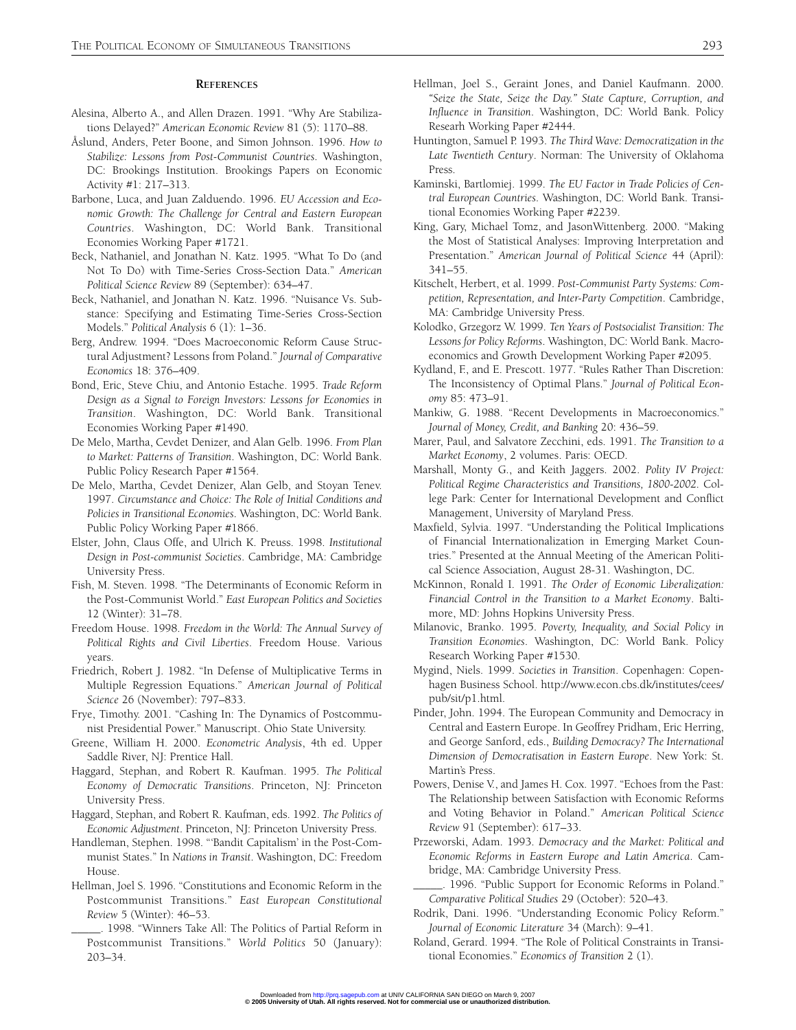## References

Alesina, Alberto A., and Allen Drazen. 1991. "Why Are Stabilizations Delayed?" *American Economic Review* 81 (5): 1170–88.

Åslund, Anders, Peter Boone, and Simon Johnson. 1996. *How to Stabilize: Lessons from Post-Communist Countries*. Washington, DC: Brookings Institution. Brookings Papers on Economic Activity #1: 217–313.

Barbone, Luca, and Juan Zalduendo. 1996. *EU Accession and Economic Growth: The Challenge for Central and Eastern European Countries*. Washington, DC: World Bank. Transitional Economies Working Paper #1721.

Beck, Nathaniel, and Jonathan N. Katz. 1995. "What To Do (and Not To Do) with Time-Series Cross-Section Data." *American Political Science Review* 89 (September): 634–47.

Beck, Nathaniel, and Jonathan N. Katz. 1996. "Nuisance Vs. Substance: Specifying and Estimating Time-Series Cross-Section Models." *Political Analysis* 6 (1): 1–36.

Berg, Andrew. 1994. "Does Macroeconomic Reform Cause Structural Adjustment? Lessons from Poland." *Journal of Comparative Economics* 18: 376–409.

Bond, Eric, Steve Chiu, and Antonio Estache. 1995. *Trade Reform Design as a Signal to Foreign Investors: Lessons for Economies in Transition*. Washington, DC: World Bank. Transitional Economies Working Paper #1490.

De Melo, Martha, Cevdet Denizer, and Alan Gelb. 1996. *From Plan to Market: Patterns of Transition*. Washington, DC: World Bank. Public Policy Research Paper #1564.

De Melo, Martha, Cevdet Denizer, Alan Gelb, and Stoyan Tenev. 1997. *Circumstance and Choice: The Role of Initial Conditions and Policies in Transitional Economies*. Washington, DC: World Bank. Public Policy Working Paper #1866.

Elster, John, Claus Offe, and Ulrich K. Preuss. 1998. *Institutional Design in Post-communist Societies*. Cambridge, MA: Cambridge University Press.

Fish, M. Steven. 1998. "The Determinants of Economic Reform in the Post-Communist World." *East European Politics and Societies* 12 (Winter): 31–78.

Freedom House. 1998. *Freedom in the World: The Annual Survey of Political Rights and Civil Liberties*. Freedom House. Various years.

Friedrich, Robert J. 1982. "In Defense of Multiplicative Terms in Multiple Regression Equations." *American Journal of Political Science* 26 (November): 797–833.

Frye, Timothy. 2001. "Cashing In: The Dynamics of Postcommunist Presidential Power." Manuscript. Ohio State University.

Greene, William H. 2000. *Econometric Analysis*, 4th ed. Upper Saddle River, NJ: Prentice Hall.

Haggard, Stephan, and Robert R. Kaufman. 1995. *The Political Economy of Democratic Transitions*. Princeton, NJ: Princeton University Press.

Haggard, Stephan, and Robert R. Kaufman, eds. 1992. *The Politics of Economic Adjustment*. Princeton, NJ: Princeton University Press.

Handleman, Stephen. 1998. "'Bandit Capitalism' in the Post-Communist States." In *Nations in Transit*. Washington, DC: Freedom House.

Hellman, Joel S. 1996. "Constitutions and Economic Reform in the Postcommunist Transitions." *East European Constitutional Review* 5 (Winter): 46–53.

_____. 1998. "Winners Take All: The Politics of Partial Reform in Postcommunist Transitions." *World Politics* 50 (January): 203–34.

Hellman, Joel S., Geraint Jones, and Daniel Kaufmann. 2000. *"Seize the State, Seize the Day." State Capture, Corruption, and Influence in Transition*. Washington, DC: World Bank. Policy Researh Working Paper #2444.

Huntington, Samuel P. 1993. *The Third Wave: Democratization in the Late Twentieth Century*. Norman: The University of Oklahoma Press.

Kaminski, Bartlomiej. 1999. *The EU Factor in Trade Policies of Central European Countries*. Washington, DC: World Bank. Transitional Economies Working Paper #2239.

King, Gary, Michael Tomz, and JasonWittenberg. 2000. "Making the Most of Statistical Analyses: Improving Interpretation and Presentation." *American Journal of Political Science* 44 (April): 341–55.

Kitschelt, Herbert, et al. 1999. *Post-Communist Party Systems: Competition, Representation, and Inter-Party Competition*. Cambridge, MA: Cambridge University Press.

Kolodko, Grzegorz W. 1999. *Ten Years of Postsocialist Transition: The Lessons for Policy Reforms*. Washington, DC: World Bank. Macroeconomics and Growth Development Working Paper #2095.

Kydland, F., and E. Prescott. 1977. "Rules Rather Than Discretion: The Inconsistency of Optimal Plans." *Journal of Political Economy* 85: 473–91.

Mankiw, G. 1988. "Recent Developments in Macroeconomics." *Journal of Money, Credit, and Banking* 20: 436–59.

Marer, Paul, and Salvatore Zecchini, eds. 1991. *The Transition to a Market Economy*, 2 volumes. Paris: OECD.

Marshall, Monty G., and Keith Jaggers. 2002. *Polity IV Project: Political Regime Characteristics and Transitions, 1800-2002*. College Park: Center for International Development and Conflict Management, University of Maryland Press.

Maxfield, Sylvia. 1997. "Understanding the Political Implications of Financial Internationalization in Emerging Market Countries." Presented at the Annual Meeting of the American Political Science Association, August 28-31. Washington, DC.

McKinnon, Ronald I. 1991. *The Order of Economic Liberalization: Financial Control in the Transition to a Market Economy*. Baltimore, MD: Johns Hopkins University Press.

Milanovic, Branko. 1995. *Poverty, Inequality, and Social Policy in Transition Economies*. Washington, DC: World Bank. Policy Research Working Paper #1530.

Mygind, Niels. 1999. *Societies in Transition*. Copenhagen: Copenhagen Business School. http://www.econ.cbs.dk/institutes/cees/pub/sit/p1.html.

Pinder, John. 1994. The European Community and Democracy in Central and Eastern Europe. In Geoffrey Pridham, Eric Herring, and George Sanford, eds., *Building Democracy? The International Dimension of Democratisation in Eastern Europe*. New York: St. Martin's Press.

Powers, Denise V., and James H. Cox. 1997. "Echoes from the Past: The Relationship between Satisfaction with Economic Reforms and Voting Behavior in Poland." *American Political Science Review* 91 (September): 617–33.

Przeworski, Adam. 1993. *Democracy and the Market: Political and Economic Reforms in Eastern Europe and Latin America*. Cambridge, MA: Cambridge University Press.

_____. 1996. "Public Support for Economic Reforms in Poland." *Comparative Political Studies* 29 (October): 520–43.

Rodrik, Dani. 1996. "Understanding Economic Policy Reform." *Journal of Economic Literature* 34 (March): 9–41.

Roland, Gerard. 1994. "The Role of Political Constraints in Transitional Economies." *Economics of Transition* 2 (1).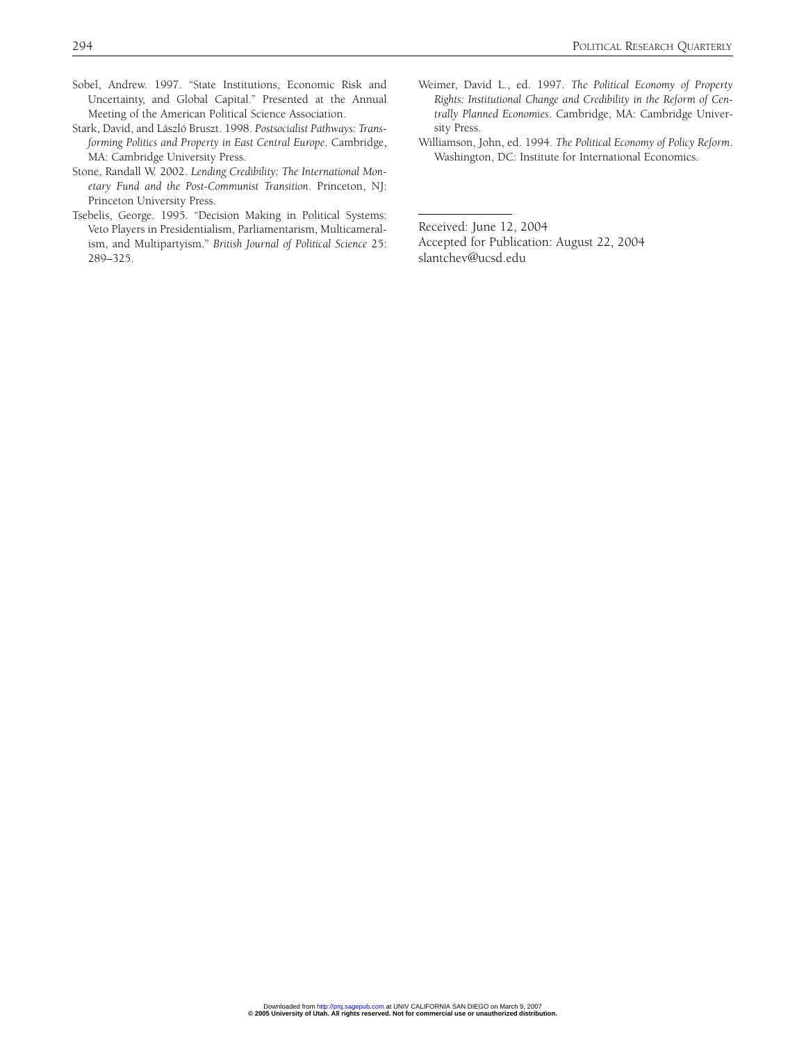Sobel, Andrew. 1997. "State Institutions, Economic Risk and Uncertainty, and Global Capital." Presented at the Annual Meeting of the American Political Science Association.

Stark, David, and László Bruszt. 1998. *Postsocialist Pathways: Transforming Politics and Property in East Central Europe*. Cambridge, MA: Cambridge University Press.

Stone, Randall W. 2002. *Lending Credibility: The International Monetary Fund and the Post-Communist Transition*. Princeton, NJ: Princeton University Press.

Tsebelis, George. 1995. "Decision Making in Political Systems: Veto Players in Presidentialism, Parliamentarism, Multicameralism, and Multipartyism." *British Journal of Political Science* 25: 289–325.

Weimer, David L., ed. 1997. *The Political Economy of Property Rights: Institutional Change and Credibility in the Reform of Centrally Planned Economies*. Cambridge, MA: Cambridge University Press.

Williamson, John, ed. 1994. *The Political Economy of Policy Reform*. Washington, DC: Institute for International Economics.

---

Received: June 12, 2004
Accepted for Publication: August 22, 2004
slantchev@ucsd.edu